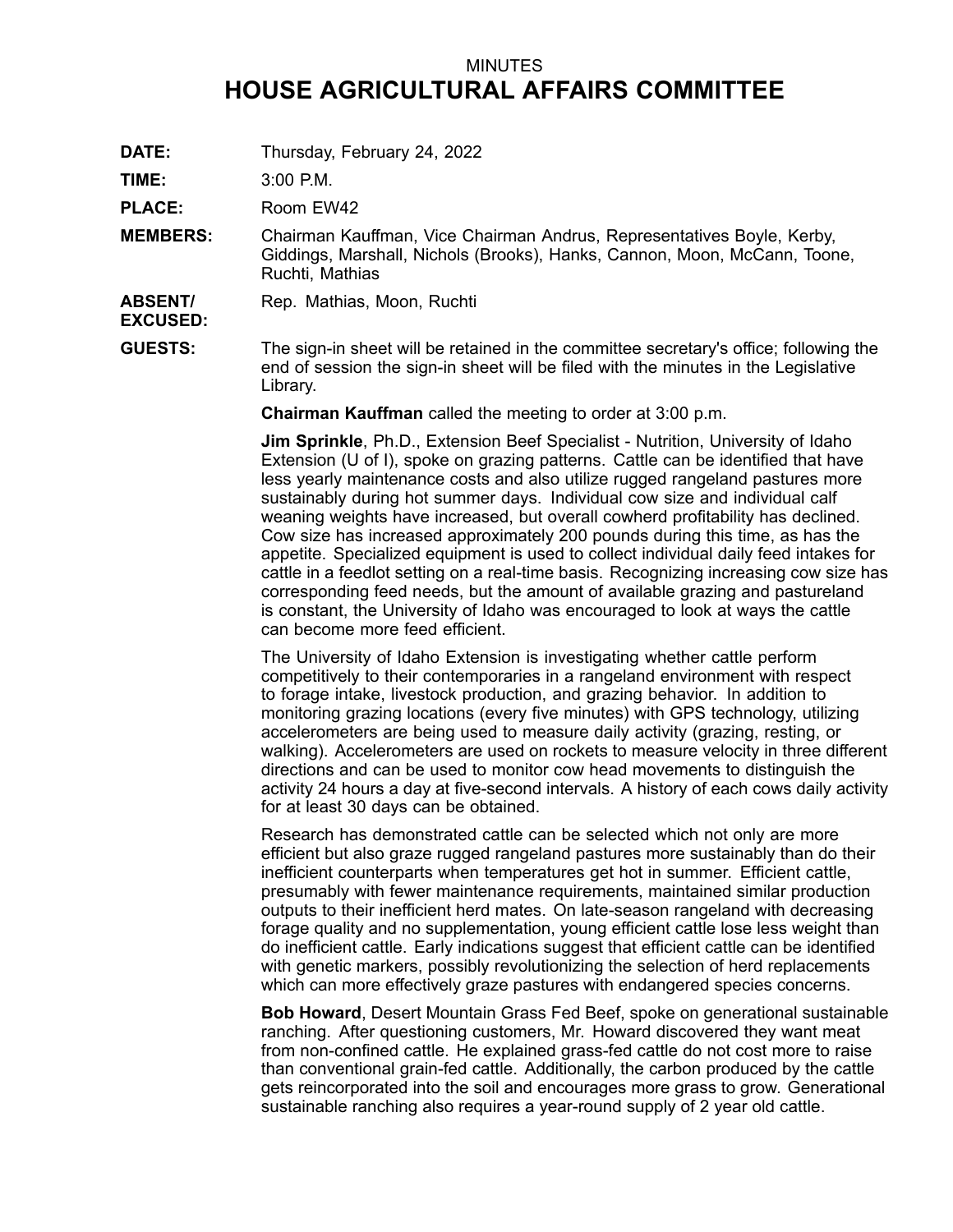MINUTES

# HOUSE AGRICULTURAL AFFAIRS COMMITTEE

**DATE:** Thursday, February 24, 2022

**TIME:** 3:00 P.M.

**PLACE:** Room EW42

**MEMBERS:** Chairman Kauffman, Vice Chairman Andrus, Representatives Boyle, Kerby, Giddings, Marshall, Nichols (Brooks), Hanks, Cannon, Moon, McCann, Toone, Ruchti, Mathias

**ABSENT/ EXCUSED:** Rep. Mathias, Moon, Ruchti

**GUESTS:** The sign-in sheet will be retained in the committee secretary's office; following the end of session the sign-in sheet will be filed with the minutes in the Legislative Library.

**Chairman Kauffman** called the meeting to order at 3:00 p.m.

**Jim Sprinkle**, Ph.D., Extension Beef Specialist - Nutrition, University of Idaho Extension (U of I), spoke on grazing patterns. Cattle can be identified that have less yearly maintenance costs and also utilize rugged rangeland pastures more sustainably during hot summer days. Individual cow size and individual calf weaning weights have increased, but overall cowherd profitability has declined. Cow size has increased approximately 200 pounds during this time, as has the appetite. Specialized equipment is used to collect individual daily feed intakes for cattle in a feedlot setting on a real-time basis. Recognizing increasing cow size has corresponding feed needs, but the amount of available grazing and pastureland is constant, the University of Idaho was encouraged to look at ways the cattle can become more feed efficient.

The University of Idaho Extension is investigating whether cattle perform competitively to their contemporaries in a rangeland environment with respect to forage intake, livestock production, and grazing behavior. In addition to monitoring grazing locations (every five minutes) with GPS technology, utilizing accelerometers are being used to measure daily activity (grazing, resting, or walking). Accelerometers are used on rockets to measure velocity in three different directions and can be used to monitor cow head movements to distinguish the activity 24 hours a day at five-second intervals. A history of each cows daily activity for at least 30 days can be obtained.

Research has demonstrated cattle can be selected which not only are more efficient but also graze rugged rangeland pastures more sustainably than do their inefficient counterparts when temperatures get hot in summer. Efficient cattle, presumably with fewer maintenance requirements, maintained similar production outputs to their inefficient herd mates. On late-season rangeland with decreasing forage quality and no supplementation, young efficient cattle lose less weight than do inefficient cattle. Early indications suggest that efficient cattle can be identified with genetic markers, possibly revolutionizing the selection of herd replacements which can more effectively graze pastures with endangered species concerns.

**Bob Howard**, Desert Mountain Grass Fed Beef, spoke on generational sustainable ranching. After questioning customers, Mr. Howard discovered they want meat from non-confined cattle. He explained grass-fed cattle do not cost more to raise than conventional grain-fed cattle. Additionally, the carbon produced by the cattle gets reincorporated into the soil and encourages more grass to grow. Generational sustainable ranching also requires a year-round supply of 2 year old cattle.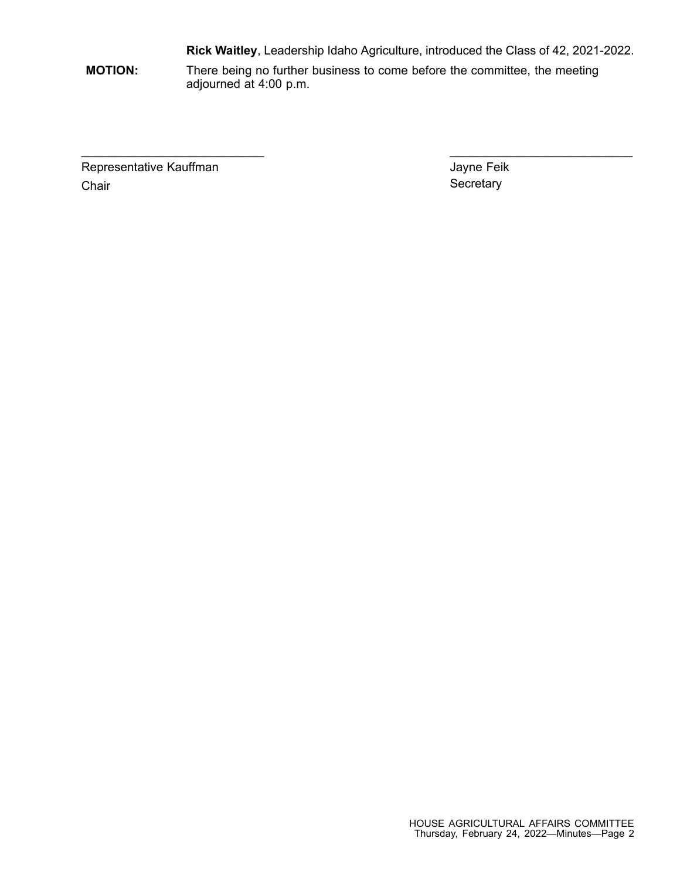**Rick Waitley**, Leadership Idaho Agriculture, introduced the Class of 42, 2021-2022.

**MOTION:** There being no further business to come before the committee, the meeting adjourned at 4:00 p.m.

| | |
|---|---|
| ___________________________ | ___________________________ |
| Representative Kauffman | Jayne Feik |
| Chair | Secretary |